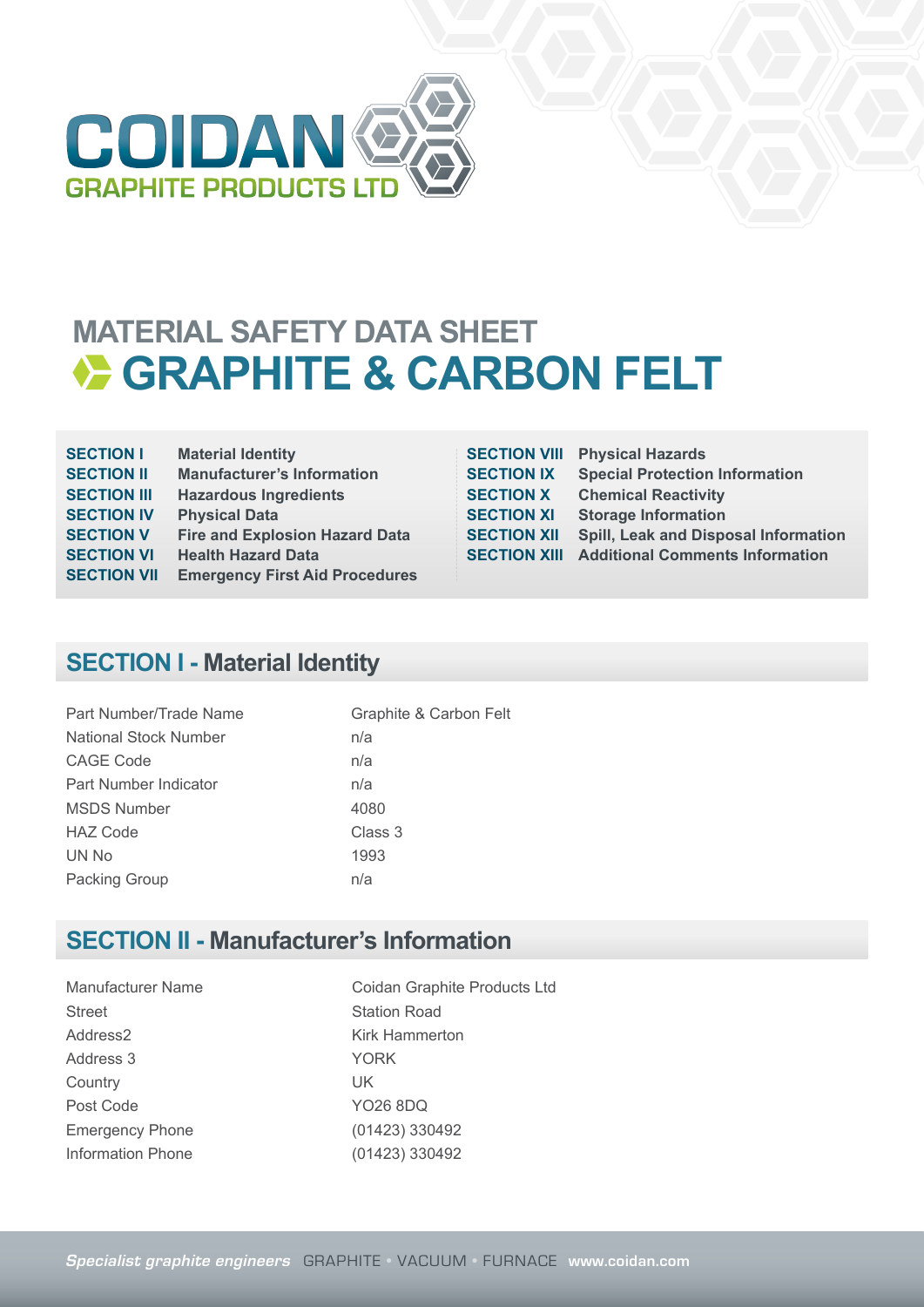# COIDAN GRAPHITE PRODUCTS LTD

## MATERIAL SAFETY DATA SHEET

# GRAPHITE & CARBON FELT

| | |
|---|---|
| **SECTION I** | **Material Identity** |
| **SECTION II** | **Manufacturer's Information** |
| **SECTION III** | **Hazardous Ingredients** |
| **SECTION IV** | **Physical Data** |
| **SECTION V** | **Fire and Explosion Hazard Data** |
| **SECTION VI** | **Health Hazard Data** |
| **SECTION VII** | **Emergency First Aid Procedures** |
| **SECTION VIII** | **Physical Hazards** |
| **SECTION IX** | **Special Protection Information** |
| **SECTION X** | **Chemical Reactivity** |
| **SECTION XI** | **Storage Information** |
| **SECTION XII** | **Spill, Leak and Disposal Information** |
| **SECTION XIII** | **Additional Comments Information** |

## SECTION I - Material Identity

| | |
|---|---|
| Part Number/Trade Name | Graphite & Carbon Felt |
| National Stock Number | n/a |
| CAGE Code | n/a |
| Part Number Indicator | n/a |
| MSDS Number | 4080 |
| HAZ Code | Class 3 |
| UN No | 1993 |
| Packing Group | n/a |

## SECTION II - Manufacturer's Information

| | |
|---|---|
| Manufacturer Name | Coidan Graphite Products Ltd |
| Street | Station Road |
| Address2 | Kirk Hammerton |
| Address 3 | YORK |
| Country | UK |
| Post Code | YO26 8DQ |
| Emergency Phone | (01423) 330492 |
| Information Phone | (01423) 330492 |

*Specialist graphite engineers* GRAPHITE • VACUUM • FURNACE **www.coidan.com**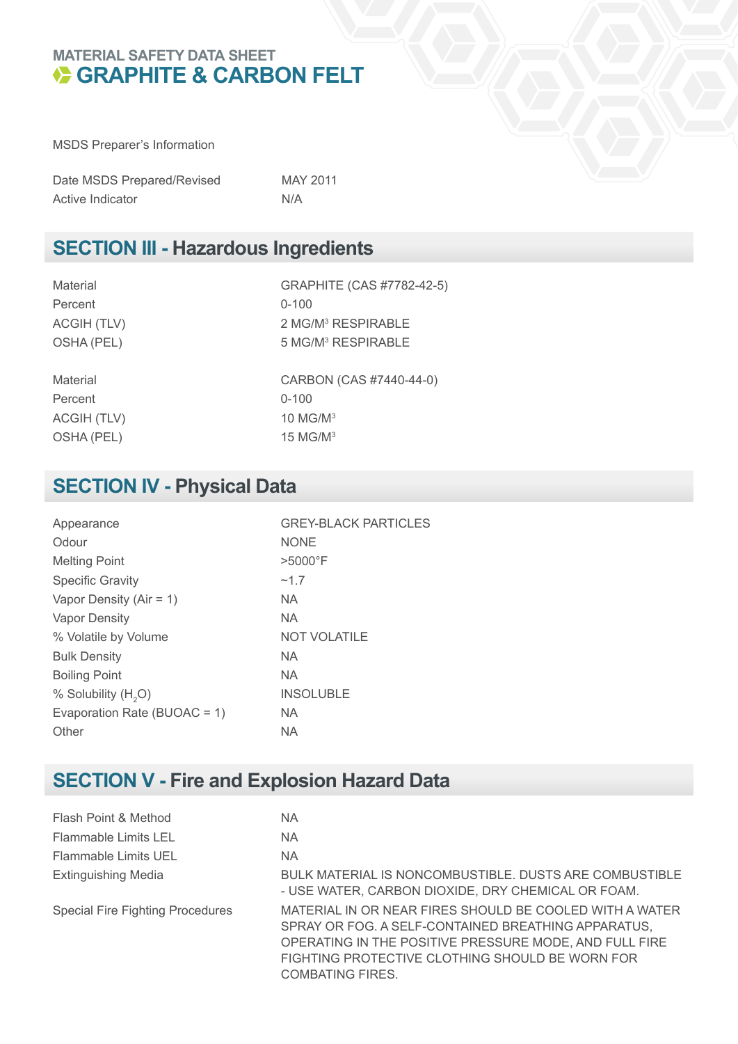MATERIAL SAFETY DATA SHEET

# GRAPHITE & CARBON FELT

MSDS Preparer's Information

| | |
|---|---|
| Date MSDS Prepared/Revised | MAY 2011 |
| Active Indicator | N/A |

## SECTION III - Hazardous Ingredients

| | |
|---|---|
| Material | GRAPHITE (CAS #7782-42-5) |
| Percent | 0-100 |
| ACGIH (TLV) | 2 MG/M$^3$ RESPIRABLE |
| OSHA (PEL) | 5 MG/M$^3$ RESPIRABLE |

| | |
|---|---|
| Material | CARBON (CAS #7440-44-0) |
| Percent | 0-100 |
| ACGIH (TLV) | 10 MG/M$^3$ |
| OSHA (PEL) | 15 MG/M$^3$ |

## SECTION IV - Physical Data

| | |
|---|---|
| Appearance | GREY-BLACK PARTICLES |
| Odour | NONE |
| Melting Point | >5000°F |
| Specific Gravity | ~1.7 |
| Vapor Density (Air = 1) | NA |
| Vapor Density | NA |
| % Volatile by Volume | NOT VOLATILE |
| Bulk Density | NA |
| Boiling Point | NA |
| % Solubility ($H_2O$) | INSOLUBLE |
| Evaporation Rate (BUOAC = 1) | NA |
| Other | NA |

## SECTION V - Fire and Explosion Hazard Data

| | |
|---|---|
| Flash Point & Method | NA |
| Flammable Limits LEL | NA |
| Flammable Limits UEL | NA |
| Extinguishing Media | BULK MATERIAL IS NONCOMBUSTIBLE. DUSTS ARE COMBUSTIBLE - USE WATER, CARBON DIOXIDE, DRY CHEMICAL OR FOAM. |
| Special Fire Fighting Procedures | MATERIAL IN OR NEAR FIRES SHOULD BE COOLED WITH A WATER SPRAY OR FOG. A SELF-CONTAINED BREATHING APPARATUS, OPERATING IN THE POSITIVE PRESSURE MODE, AND FULL FIRE FIGHTING PROTECTIVE CLOTHING SHOULD BE WORN FOR COMBATING FIRES. |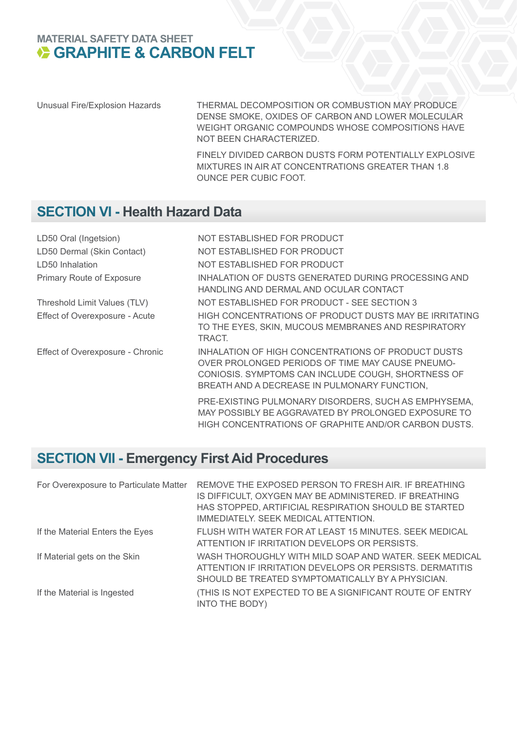| | |
|---|---|
| Unusual Fire/Explosion Hazards | THERMAL DECOMPOSITION OR COMBUSTION MAY PRODUCE DENSE SMOKE, OXIDES OF CARBON AND LOWER MOLECULAR WEIGHT ORGANIC COMPOUNDS WHOSE COMPOSITIONS HAVE NOT BEEN CHARACTERIZED. FINELY DIVIDED CARBON DUSTS FORM POTENTIALLY EXPLOSIVE MIXTURES IN AIR AT CONCENTRATIONS GREATER THAN 1.8 OUNCE PER CUBIC FOOT. |

## SECTION VI - Health Hazard Data

| | |
|---|---|
| LD50 Oral (Ingetsion) | NOT ESTABLISHED FOR PRODUCT |
| LD50 Dermal (Skin Contact) | NOT ESTABLISHED FOR PRODUCT |
| LD50 Inhalation | NOT ESTABLISHED FOR PRODUCT |
| Primary Route of Exposure | INHALATION OF DUSTS GENERATED DURING PROCESSING AND HANDLING AND DERMAL AND OCULAR CONTACT |
| Threshold Limit Values (TLV) | NOT ESTABLISHED FOR PRODUCT - SEE SECTION 3 |
| Effect of Overexposure - Acute | HIGH CONCENTRATIONS OF PRODUCT DUSTS MAY BE IRRITATING TO THE EYES, SKIN, MUCOUS MEMBRANES AND RESPIRATORY TRACT. |
| Effect of Overexposure - Chronic | INHALATION OF HIGH CONCENTRATIONS OF PRODUCT DUSTS OVER PROLONGED PERIODS OF TIME MAY CAUSE PNEUMO-CONIOSIS. SYMPTOMS CAN INCLUDE COUGH, SHORTNESS OF BREATH AND A DECREASE IN PULMONARY FUNCTION, PRE-EXISTING PULMONARY DISORDERS, SUCH AS EMPHYSEMA, MAY POSSIBLY BE AGGRAVATED BY PROLONGED EXPOSURE TO HIGH CONCENTRATIONS OF GRAPHITE AND/OR CARBON DUSTS. |

## SECTION VII - Emergency First Aid Procedures

| | |
|---|---|
| For Overexposure to Particulate Matter | REMOVE THE EXPOSED PERSON TO FRESH AIR. IF BREATHING IS DIFFICULT, OXYGEN MAY BE ADMINISTERED. IF BREATHING HAS STOPPED, ARTIFICIAL RESPIRATION SHOULD BE STARTED IMMEDIATELY. SEEK MEDICAL ATTENTION. |
| If the Material Enters the Eyes | FLUSH WITH WATER FOR AT LEAST 15 MINUTES. SEEK MEDICAL ATTENTION IF IRRITATION DEVELOPS OR PERSISTS. |
| If Material gets on the Skin | WASH THOROUGHLY WITH MILD SOAP AND WATER. SEEK MEDICAL ATTENTION IF IRRITATION DEVELOPS OR PERSISTS. DERMATITIS SHOULD BE TREATED SYMPTOMATICALLY BY A PHYSICIAN. |
| If the Material is Ingested | (THIS IS NOT EXPECTED TO BE A SIGNIFICANT ROUTE OF ENTRY INTO THE BODY) |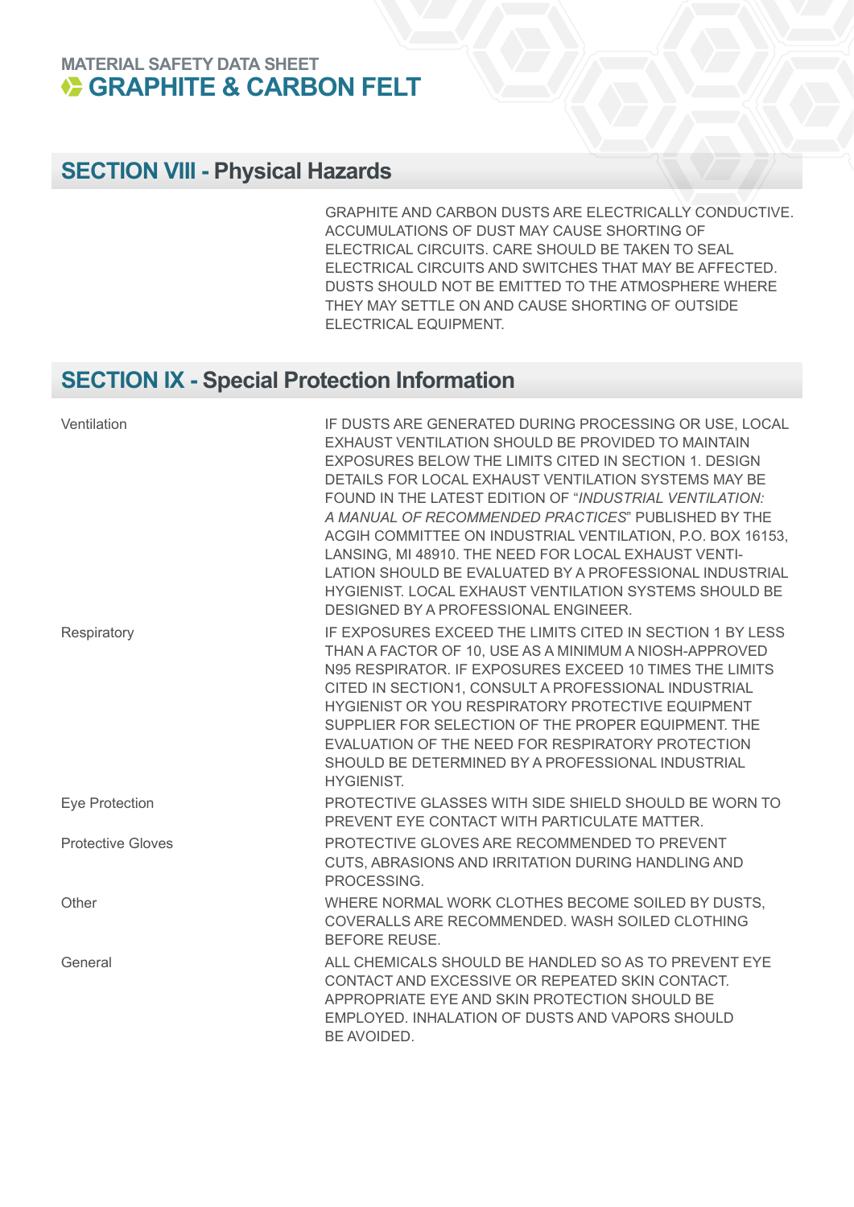MATERIAL SAFETY DATA SHEET

# GRAPHITE & CARBON FELT

## SECTION VIII - Physical Hazards

GRAPHITE AND CARBON DUSTS ARE ELECTRICALLY CONDUCTIVE. ACCUMULATIONS OF DUST MAY CAUSE SHORTING OF ELECTRICAL CIRCUITS. CARE SHOULD BE TAKEN TO SEAL ELECTRICAL CIRCUITS AND SWITCHES THAT MAY BE AFFECTED. DUSTS SHOULD NOT BE EMITTED TO THE ATMOSPHERE WHERE THEY MAY SETTLE ON AND CAUSE SHORTING OF OUTSIDE ELECTRICAL EQUIPMENT.

## SECTION IX - Special Protection Information

| | |
|---|---|
| Ventilation | IF DUSTS ARE GENERATED DURING PROCESSING OR USE, LOCAL EXHAUST VENTILATION SHOULD BE PROVIDED TO MAINTAIN EXPOSURES BELOW THE LIMITS CITED IN SECTION 1. DESIGN DETAILS FOR LOCAL EXHAUST VENTILATION SYSTEMS MAY BE FOUND IN THE LATEST EDITION OF "*INDUSTRIAL VENTILATION: A MANUAL OF RECOMMENDED PRACTICES*" PUBLISHED BY THE ACGIH COMMITTEE ON INDUSTRIAL VENTILATION, P.O. BOX 16153, LANSING, MI 48910. THE NEED FOR LOCAL EXHAUST VENTILATION SHOULD BE EVALUATED BY A PROFESSIONAL INDUSTRIAL HYGIENIST. LOCAL EXHAUST VENTILATION SYSTEMS SHOULD BE DESIGNED BY A PROFESSIONAL ENGINEER. |
| Respiratory | IF EXPOSURES EXCEED THE LIMITS CITED IN SECTION 1 BY LESS THAN A FACTOR OF 10, USE AS A MINIMUM A NIOSH-APPROVED N95 RESPIRATOR. IF EXPOSURES EXCEED 10 TIMES THE LIMITS CITED IN SECTION1, CONSULT A PROFESSIONAL INDUSTRIAL HYGIENIST OR YOU RESPIRATORY PROTECTIVE EQUIPMENT SUPPLIER FOR SELECTION OF THE PROPER EQUIPMENT. THE EVALUATION OF THE NEED FOR RESPIRATORY PROTECTION SHOULD BE DETERMINED BY A PROFESSIONAL INDUSTRIAL HYGIENIST. |
| Eye Protection | PROTECTIVE GLASSES WITH SIDE SHIELD SHOULD BE WORN TO PREVENT EYE CONTACT WITH PARTICULATE MATTER. |
| Protective Gloves | PROTECTIVE GLOVES ARE RECOMMENDED TO PREVENT CUTS, ABRASIONS AND IRRITATION DURING HANDLING AND PROCESSING. |
| Other | WHERE NORMAL WORK CLOTHES BECOME SOILED BY DUSTS, COVERALLS ARE RECOMMENDED. WASH SOILED CLOTHING BEFORE REUSE. |
| General | ALL CHEMICALS SHOULD BE HANDLED SO AS TO PREVENT EYE CONTACT AND EXCESSIVE OR REPEATED SKIN CONTACT. APPROPRIATE EYE AND SKIN PROTECTION SHOULD BE EMPLOYED. INHALATION OF DUSTS AND VAPORS SHOULD BE AVOIDED. |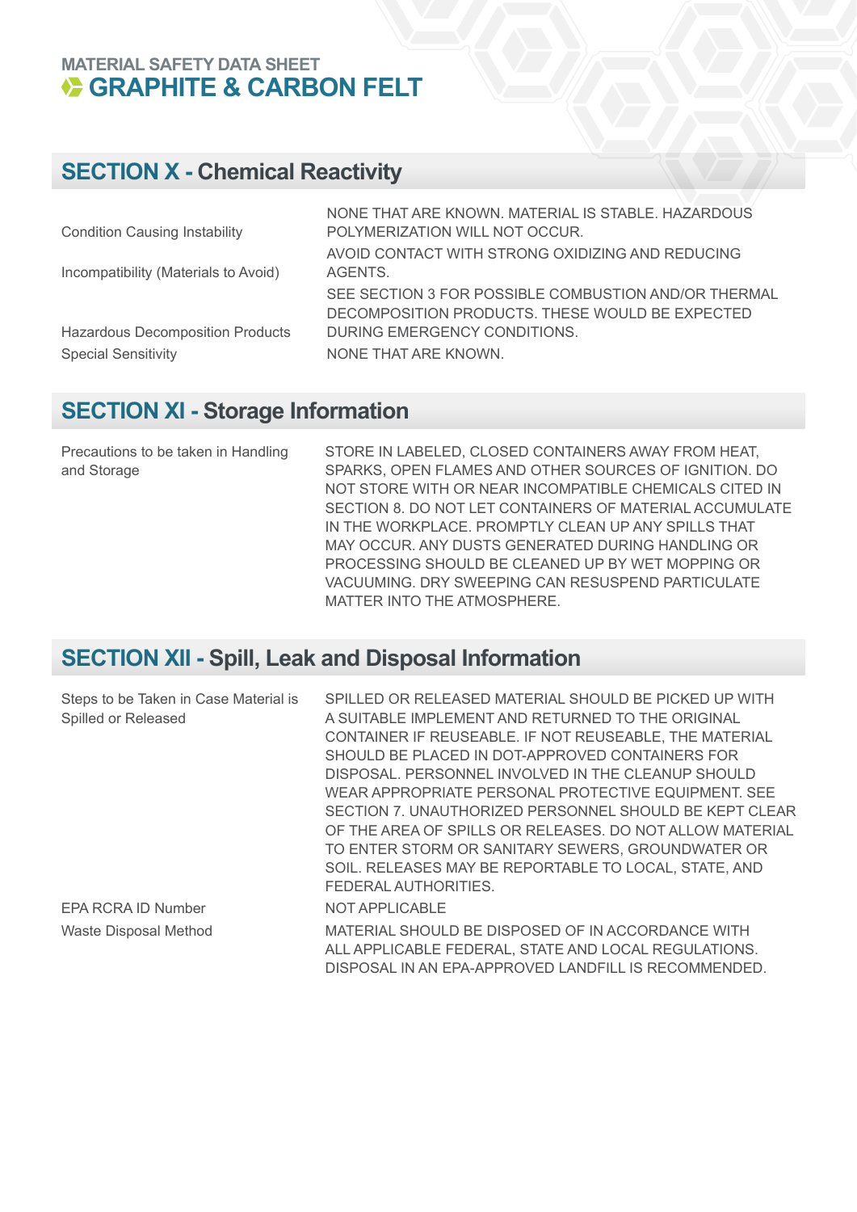## SECTION X - Chemical Reactivity

| | |
|---|---|
| Condition Causing Instability | NONE THAT ARE KNOWN. MATERIAL IS STABLE. HAZARDOUS POLYMERIZATION WILL NOT OCCUR. |
| Incompatibility (Materials to Avoid) | AVOID CONTACT WITH STRONG OXIDIZING AND REDUCING AGENTS. |
| Hazardous Decomposition Products | SEE SECTION 3 FOR POSSIBLE COMBUSTION AND/OR THERMAL DECOMPOSITION PRODUCTS. THESE WOULD BE EXPECTED DURING EMERGENCY CONDITIONS. |
| Special Sensitivity | NONE THAT ARE KNOWN. |

## SECTION XI - Storage Information

| | |
|---|---|
| Precautions to be taken in Handling and Storage | STORE IN LABELED, CLOSED CONTAINERS AWAY FROM HEAT, SPARKS, OPEN FLAMES AND OTHER SOURCES OF IGNITION. DO NOT STORE WITH OR NEAR INCOMPATIBLE CHEMICALS CITED IN SECTION 8. DO NOT LET CONTAINERS OF MATERIAL ACCUMULATE IN THE WORKPLACE. PROMPTLY CLEAN UP ANY SPILLS THAT MAY OCCUR. ANY DUSTS GENERATED DURING HANDLING OR PROCESSING SHOULD BE CLEANED UP BY WET MOPPING OR VACUUMING. DRY SWEEPING CAN RESUSPEND PARTICULATE MATTER INTO THE ATMOSPHERE. |

## SECTION XII - Spill, Leak and Disposal Information

| | |
|---|---|
| Steps to be Taken in Case Material is Spilled or Released | SPILLED OR RELEASED MATERIAL SHOULD BE PICKED UP WITH A SUITABLE IMPLEMENT AND RETURNED TO THE ORIGINAL CONTAINER IF REUSEABLE. IF NOT REUSEABLE, THE MATERIAL SHOULD BE PLACED IN DOT-APPROVED CONTAINERS FOR DISPOSAL. PERSONNEL INVOLVED IN THE CLEANUP SHOULD WEAR APPROPRIATE PERSONAL PROTECTIVE EQUIPMENT. SEE SECTION 7. UNAUTHORIZED PERSONNEL SHOULD BE KEPT CLEAR OF THE AREA OF SPILLS OR RELEASES. DO NOT ALLOW MATERIAL TO ENTER STORM OR SANITARY SEWERS, GROUNDWATER OR SOIL. RELEASES MAY BE REPORTABLE TO LOCAL, STATE, AND FEDERAL AUTHORITIES. |
| EPA RCRA ID Number | NOT APPLICABLE |
| Waste Disposal Method | MATERIAL SHOULD BE DISPOSED OF IN ACCORDANCE WITH ALL APPLICABLE FEDERAL, STATE AND LOCAL REGULATIONS. DISPOSAL IN AN EPA-APPROVED LANDFILL IS RECOMMENDED. |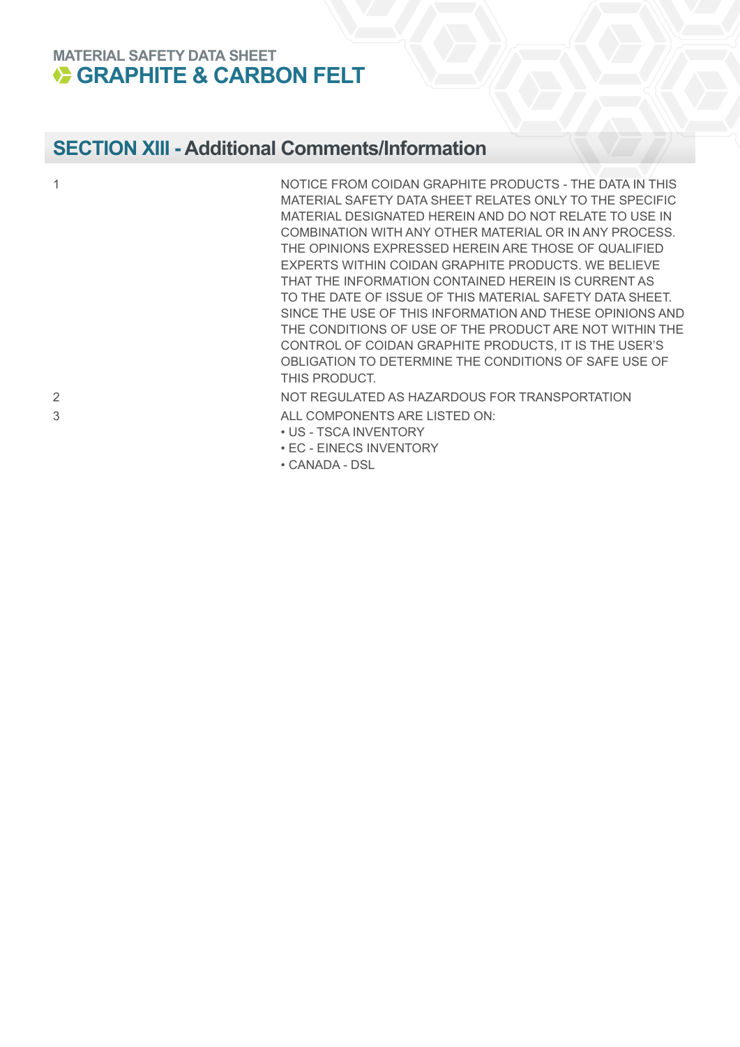## SECTION XIII - Additional Comments/Information

| | |
|---|---|
| 1 | NOTICE FROM COIDAN GRAPHITE PRODUCTS - THE DATA IN THIS MATERIAL SAFETY DATA SHEET RELATES ONLY TO THE SPECIFIC MATERIAL DESIGNATED HEREIN AND DO NOT RELATE TO USE IN COMBINATION WITH ANY OTHER MATERIAL OR IN ANY PROCESS. THE OPINIONS EXPRESSED HEREIN ARE THOSE OF QUALIFIED EXPERTS WITHIN COIDAN GRAPHITE PRODUCTS. WE BELIEVE THAT THE INFORMATION CONTAINED HEREIN IS CURRENT AS TO THE DATE OF ISSUE OF THIS MATERIAL SAFETY DATA SHEET. SINCE THE USE OF THIS INFORMATION AND THESE OPINIONS AND THE CONDITIONS OF USE OF THE PRODUCT ARE NOT WITHIN THE CONTROL OF COIDAN GRAPHITE PRODUCTS, IT IS THE USER'S OBLIGATION TO DETERMINE THE CONDITIONS OF SAFE USE OF THIS PRODUCT. |
| 2 | NOT REGULATED AS HAZARDOUS FOR TRANSPORTATION |
| 3 | ALL COMPONENTS ARE LISTED ON:<br>• US - TSCA INVENTORY<br>• EC - EINECS INVENTORY<br>• CANADA - DSL |